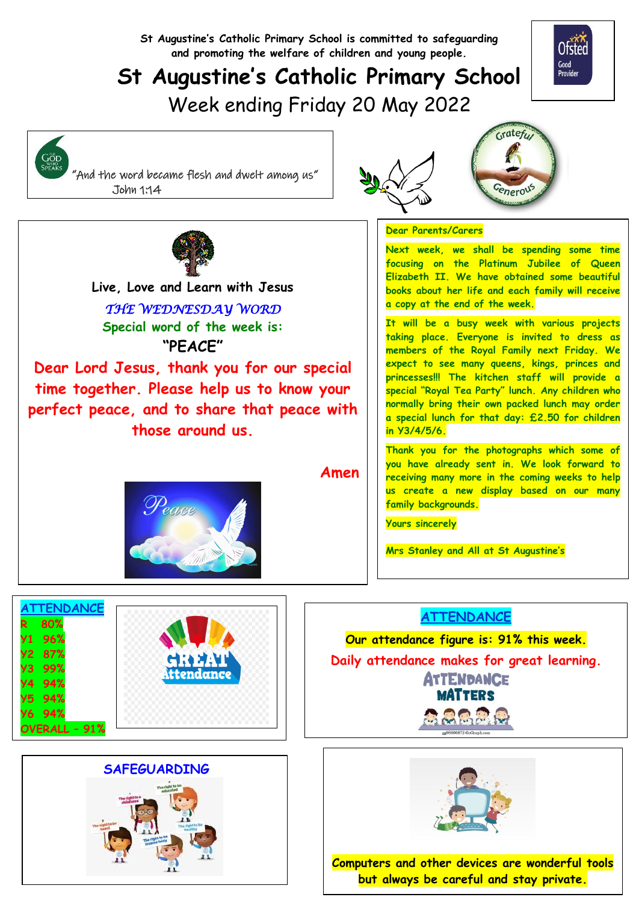St Augustine's Catholic Primary School is committed to safeguarding and promoting the welfare of children and young people.

# St Augustine's Catholic Primary School

## Week ending Friday 20 May 2022

"And the word became flesh and dwelt among us"
John 1:14

Live, Love and Learn with Jesus

*THE WEDNESDAY WORD*

Special word of the week is:

**"PEACE"**

Dear Lord Jesus, thank you for our special time together. Please help us to know your perfect peace, and to share that peace with those around us.

Amen

Dear Parents/Carers

Next week, we shall be spending some time focusing on the Platinum Jubilee of Queen Elizabeth II. We have obtained some beautiful books about her life and each family will receive a copy at the end of the week.

It will be a busy week with various projects taking place. Everyone is invited to dress as members of the Royal Family next Friday. We expect to see many queens, kings, princes and princesses!!! The kitchen staff will provide a special "Royal Tea Party" lunch. Any children who normally bring their own packed lunch may order a special lunch for that day: £2.50 for children in Y3/4/5/6.

Thank you for the photographs which some of you have already sent in. We look forward to receiving many more in the coming weeks to help us create a new display based on our many family backgrounds.

Yours sincerely

Mrs Stanley and All at St Augustine's

## ATTENDANCE

| Class | Attendance |
|---|---|
| R | 80% |
| Y1 | 96% |
| Y2 | 87% |
| Y3 | 99% |
| Y4 | 94% |
| Y5 | 94% |
| Y6 | 94% |
| OVERALL | 91% |

## ATTENDANCE

Our attendance figure is: 91% this week.

Daily attendance makes for great learning.

## SAFEGUARDING

Computers and other devices are wonderful tools but always be careful and stay private.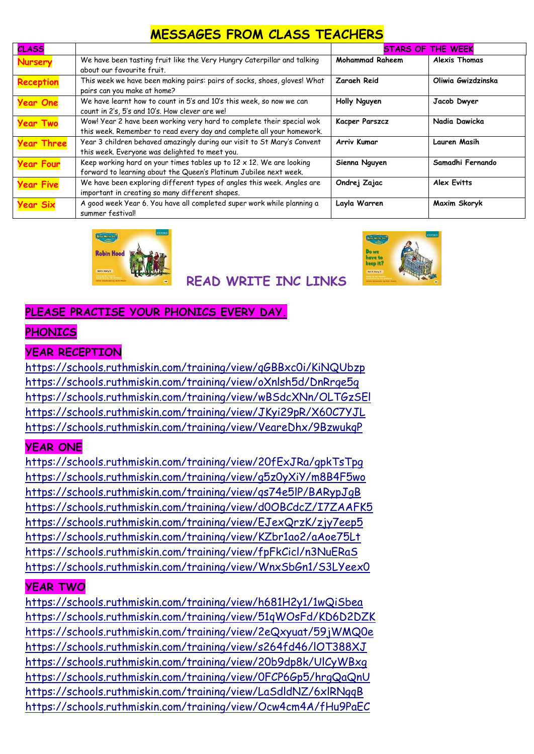# MESSAGES FROM CLASS TEACHERS

| CLASS | | STARS OF THE WEEK | |
|---|---|---|---|
| Nursery | We have been tasting fruit like the Very Hungry Caterpillar and talking about our favourite fruit. | Mohammad Raheem | Alexis Thomas |
| Reception | This week we have been making pairs: pairs of socks, shoes, gloves! What pairs can you make at home? | Zaraeh Reid | Oliwia Gwizdzinska |
| Year One | We have learnt how to count in 5's and 10's this week, so now we can count in 2's, 5's and 10's. How clever are we! | Holly Nguyen | Jacob Dwyer |
| Year Two | Wow! Year 2 have been working very hard to complete their special wok this week. Remember to read every day and complete all your homework. | Kacper Parszcz | Nadia Dawicka |
| Year Three | Year 3 children behaved amazingly during our visit to St Mary's Convent this week. Everyone was delighted to meet you. | Arriv Kumar | Lauren Masih |
| Year Four | Keep working hard on your times tables up to 12 x 12. We are looking forward to learning about the Queen's Platinum Jubilee next week. | Sienna Nguyen | Samadhi Fernando |
| Year Five | We have been exploring different types of angles this week. Angles are important in creating so many different shapes. | Ondrej Zajac | Alex Evitts |
| Year Six | A good week Year 6. You have all completed super work while planning a summer festival! | Layla Warren | Maxim Skoryk |

## READ WRITE INC LINKS

**PLEASE PRACTISE YOUR PHONICS EVERY DAY.**

**PHONICS**

### YEAR RECEPTION

https://schools.ruthmiskin.com/training/view/qGBBxc0i/KiNQUbzp
https://schools.ruthmiskin.com/training/view/oXnlsh5d/DnRrqe5q
https://schools.ruthmiskin.com/training/view/wBSdcXNn/OLTGzSEl
https://schools.ruthmiskin.com/training/view/JKyi29pR/X60C7YJL
https://schools.ruthmiskin.com/training/view/VeareDhx/9BzwukqP

### YEAR ONE

https://schools.ruthmiskin.com/training/view/20fExJRa/gpkTsTpg
https://schools.ruthmiskin.com/training/view/g5z0yXiY/m8B4F5wo
https://schools.ruthmiskin.com/training/view/qs74e5lP/BARypJgB
https://schools.ruthmiskin.com/training/view/d0OBCdcZ/I7ZAAFK5
https://schools.ruthmiskin.com/training/view/EJexQrzK/zjy7eep5
https://schools.ruthmiskin.com/training/view/KZbr1ao2/aAoe75Lt
https://schools.ruthmiskin.com/training/view/fpFkCicl/n3NuERaS
https://schools.ruthmiskin.com/training/view/WnxSbGn1/S3LYeex0

### YEAR TWO

https://schools.ruthmiskin.com/training/view/h681H2y1/1wQiSbea
https://schools.ruthmiskin.com/training/view/51qWOsFd/KD6D2DZK
https://schools.ruthmiskin.com/training/view/2eQxyuat/59jWMQ0e
https://schools.ruthmiskin.com/training/view/s264fd46/lOT388XJ
https://schools.ruthmiskin.com/training/view/20b9dp8k/UlCyWBxg
https://schools.ruthmiskin.com/training/view/0FCP6Gp5/hrgQaQnU
https://schools.ruthmiskin.com/training/view/LaSdldNZ/6xlRNgqB
https://schools.ruthmiskin.com/training/view/Ocw4cm4A/fHu9PaEC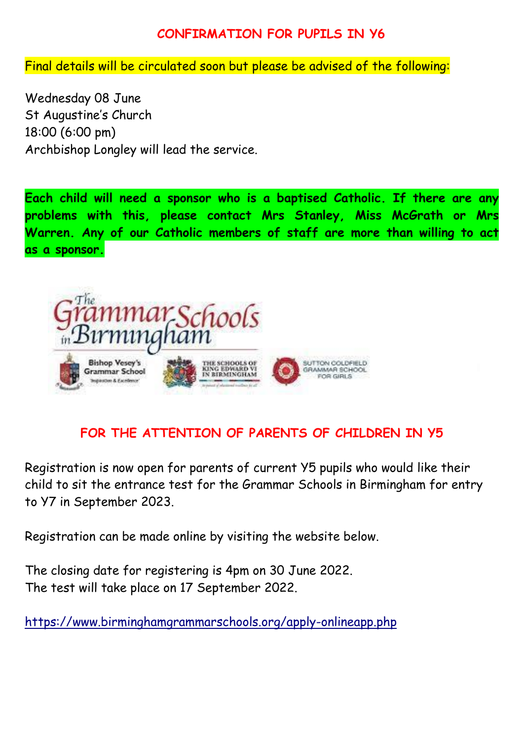## CONFIRMATION FOR PUPILS IN Y6

Final details will be circulated soon but please be advised of the following:

Wednesday 08 June
St Augustine's Church
18:00 (6:00 pm)
Archbishop Longley will lead the service.

**Each child will need a sponsor who is a baptised Catholic. If there are any problems with this, please contact Mrs Stanley, Miss McGrath or Mrs Warren. Any of our Catholic members of staff are more than willing to act as a sponsor.**

## FOR THE ATTENTION OF PARENTS OF CHILDREN IN Y5

Registration is now open for parents of current Y5 pupils who would like their child to sit the entrance test for the Grammar Schools in Birmingham for entry to Y7 in September 2023.

Registration can be made online by visiting the website below.

The closing date for registering is 4pm on 30 June 2022.
The test will take place on 17 September 2022.

https://www.birminghamgrammarschools.org/apply-onlineapp.php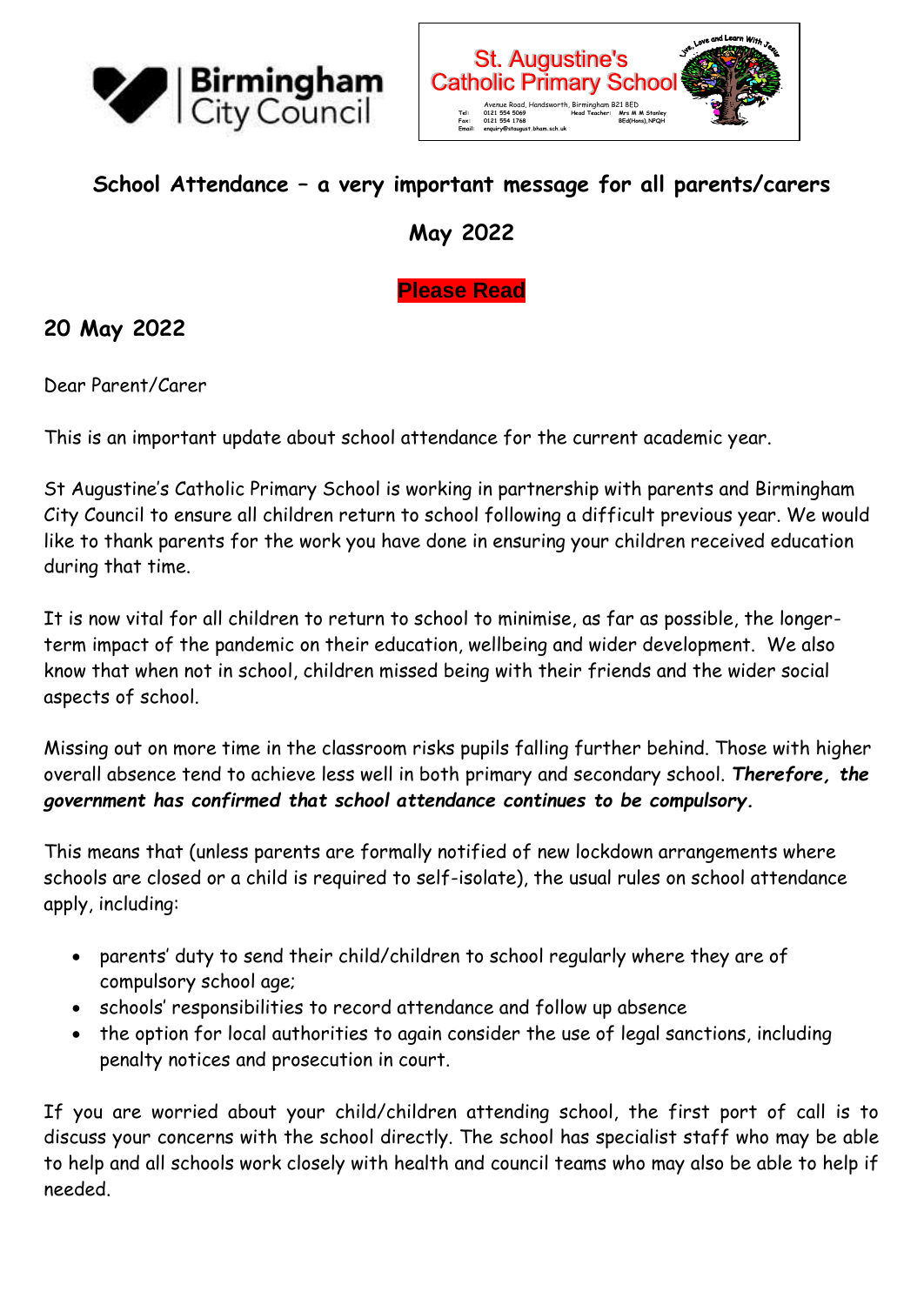Birmingham City Council

St. Augustine's Catholic Primary School

Live, Love and Learn With Jesus

Avenue Road, Handsworth, Birmingham B21 8ED
Tel: 0121 554 5069 Head Teacher: Mrs M M Stanley
Fax: 0121 554 1768 BEd(Hons),NPQH
Email: enquiry@staugust.bham.sch.uk

# School Attendance – a very important message for all parents/carers

## May 2022

**Please Read**

## 20 May 2022

Dear Parent/Carer

This is an important update about school attendance for the current academic year.

St Augustine's Catholic Primary School is working in partnership with parents and Birmingham City Council to ensure all children return to school following a difficult previous year. We would like to thank parents for the work you have done in ensuring your children received education during that time.

It is now vital for all children to return to school to minimise, as far as possible, the longer-term impact of the pandemic on their education, wellbeing and wider development. We also know that when not in school, children missed being with their friends and the wider social aspects of school.

Missing out on more time in the classroom risks pupils falling further behind. Those with higher overall absence tend to achieve less well in both primary and secondary school. ***Therefore, the government has confirmed that school attendance continues to be compulsory.***

This means that (unless parents are formally notified of new lockdown arrangements where schools are closed or a child is required to self-isolate), the usual rules on school attendance apply, including:

- parents' duty to send their child/children to school regularly where they are of compulsory school age;
- schools' responsibilities to record attendance and follow up absence
- the option for local authorities to again consider the use of legal sanctions, including penalty notices and prosecution in court.

If you are worried about your child/children attending school, the first port of call is to discuss your concerns with the school directly. The school has specialist staff who may be able to help and all schools work closely with health and council teams who may also be able to help if needed.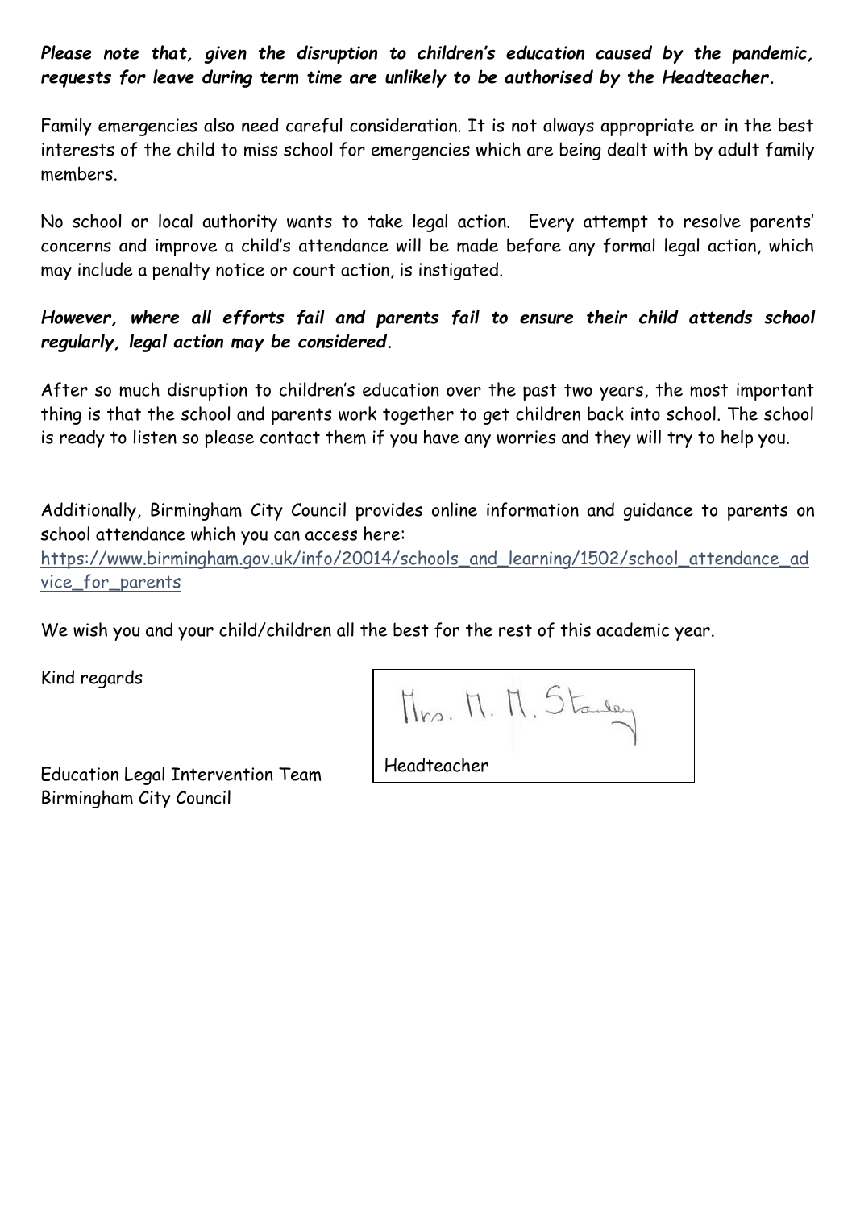***Please note that, given the disruption to children's education caused by the pandemic, requests for leave during term time are unlikely to be authorised by the Headteacher.***

Family emergencies also need careful consideration. It is not always appropriate or in the best interests of the child to miss school for emergencies which are being dealt with by adult family members.

No school or local authority wants to take legal action. Every attempt to resolve parents' concerns and improve a child's attendance will be made before any formal legal action, which may include a penalty notice or court action, is instigated.

***However, where all efforts fail and parents fail to ensure their child attends school regularly, legal action may be considered.***

After so much disruption to children's education over the past two years, the most important thing is that the school and parents work together to get children back into school. The school is ready to listen so please contact them if you have any worries and they will try to help you.

Additionally, Birmingham City Council provides online information and guidance to parents on school attendance which you can access here:
https://www.birmingham.gov.uk/info/20014/schools_and_learning/1502/school_attendance_advice_for_parents

We wish you and your child/children all the best for the rest of this academic year.

Kind regards

Education Legal Intervention Team
Birmingham City Council

Mrs. M. M. Stanley
Headteacher